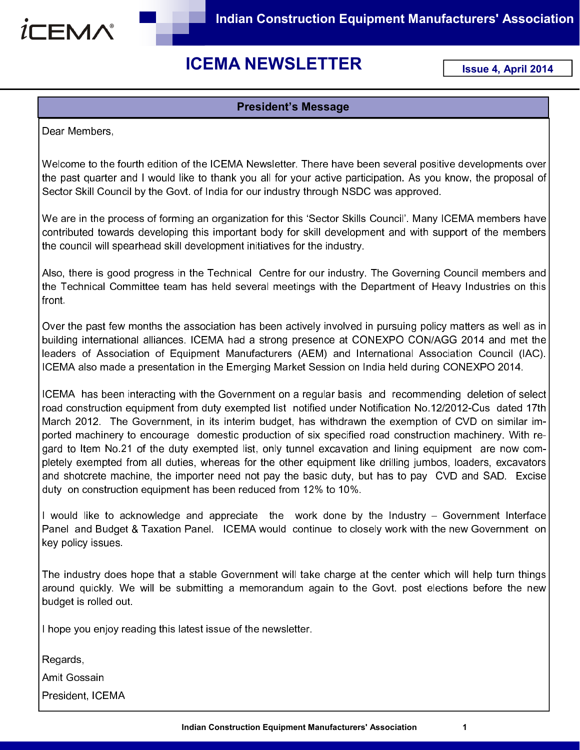# ICEMA NEWSLETTER

**Issue 4, April 2014**

## President's Message

Dear Members,

Welcome to the fourth edition of the ICEMA Newsletter. There have been several positive developments over the past quarter and I would like to thank you all for your active participation. As you know, the proposal of Sector Skill Council by the Govt. of India for our industry through NSDC was approved.

We are in the process of forming an organization for this 'Sector Skills Council'. Many ICEMA members have contributed towards developing this important body for skill development and with support of the members the council will spearhead skill development initiatives for the industry.

Also, there is good progress in the Technical Centre for our industry. The Governing Council members and the Technical Committee team has held several meetings with the Department of Heavy Industries on this front.

Over the past few months the association has been actively involved in pursuing policy matters as well as in building international alliances. ICEMA had a strong presence at CONEXPO CON/AGG 2014 and met the leaders of Association of Equipment Manufacturers (AEM) and International Association Council (IAC). ICEMA also made a presentation in the Emerging Market Session on India held during CONEXPO 2014.

ICEMA has been interacting with the Government on a regular basis and recommending deletion of select road construction equipment from duty exempted list notified under Notification No.12/2012-Cus dated 17th March 2012. The Government, in its interim budget, has withdrawn the exemption of CVD on similar imported machinery to encourage domestic production of six specified road construction machinery. With regard to Item No.21 of the duty exempted list, only tunnel excavation and lining equipment are now completely exempted from all duties, whereas for the other equipment like drilling jumbos, loaders, excavators and shotcrete machine, the importer need not pay the basic duty, but has to pay CVD and SAD. Excise duty on construction equipment has been reduced from 12% to 10%.

I would like to acknowledge and appreciate the work done by the Industry – Government Interface Panel and Budget & Taxation Panel. ICEMA would continue to closely work with the new Government on key policy issues.

The industry does hope that a stable Government will take charge at the center which will help turn things around quickly. We will be submitting a memorandum again to the Govt. post elections before the new budget is rolled out.

I hope you enjoy reading this latest issue of the newsletter.

Regards,

Amit Gossain

President, ICEMA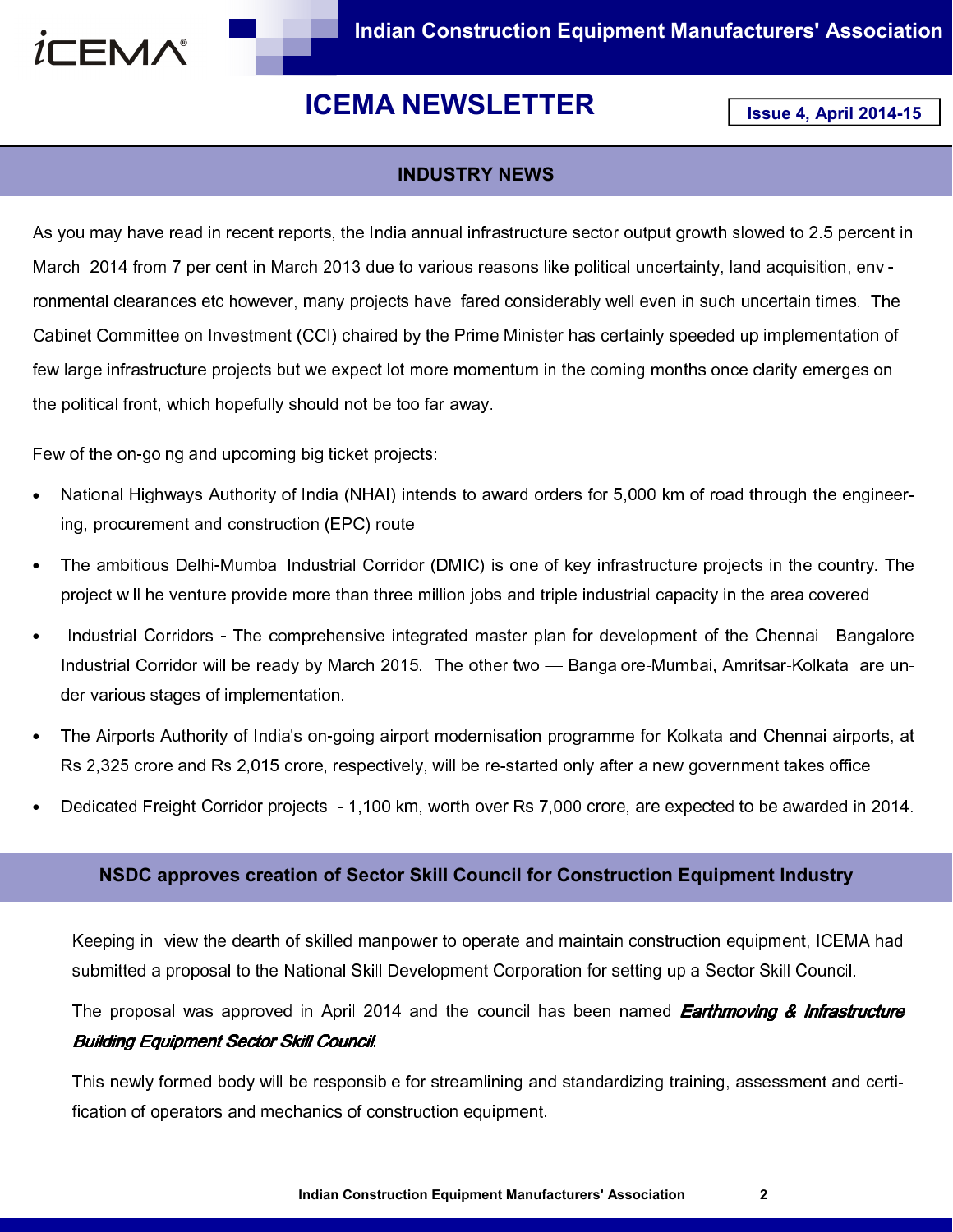# ICEMA NEWSLETTER

**Issue 4, April 2014-15**

## INDUSTRY NEWS

As you may have read in recent reports, the India annual infrastructure sector output growth slowed to 2.5 percent in March 2014 from 7 per cent in March 2013 due to various reasons like political uncertainty, land acquisition, environmental clearances etc however, many projects have fared considerably well even in such uncertain times. The Cabinet Committee on Investment (CCI) chaired by the Prime Minister has certainly speeded up implementation of few large infrastructure projects but we expect lot more momentum in the coming months once clarity emerges on the political front, which hopefully should not be too far away.

Few of the on-going and upcoming big ticket projects:

- National Highways Authority of India (NHAI) intends to award orders for 5,000 km of road through the engineering, procurement and construction (EPC) route
- The ambitious Delhi-Mumbai Industrial Corridor (DMIC) is one of key infrastructure projects in the country. The project will he venture provide more than three million jobs and triple industrial capacity in the area covered
- Industrial Corridors - The comprehensive integrated master plan for development of the Chennai—Bangalore Industrial Corridor will be ready by March 2015. The other two — Bangalore-Mumbai, Amritsar-Kolkata are under various stages of implementation.
- The Airports Authority of India's on-going airport modernisation programme for Kolkata and Chennai airports, at Rs 2,325 crore and Rs 2,015 crore, respectively, will be re-started only after a new government takes office
- Dedicated Freight Corridor projects - 1,100 km, worth over Rs 7,000 crore, are expected to be awarded in 2014.

## NSDC approves creation of Sector Skill Council for Construction Equipment Industry

Keeping in view the dearth of skilled manpower to operate and maintain construction equipment, ICEMA had submitted a proposal to the National Skill Development Corporation for setting up a Sector Skill Council.

The proposal was approved in April 2014 and the council has been named ***Earthmoving & Infrastructure Building Equipment Sector Skill Council***.

This newly formed body will be responsible for streamlining and standardizing training, assessment and certification of operators and mechanics of construction equipment.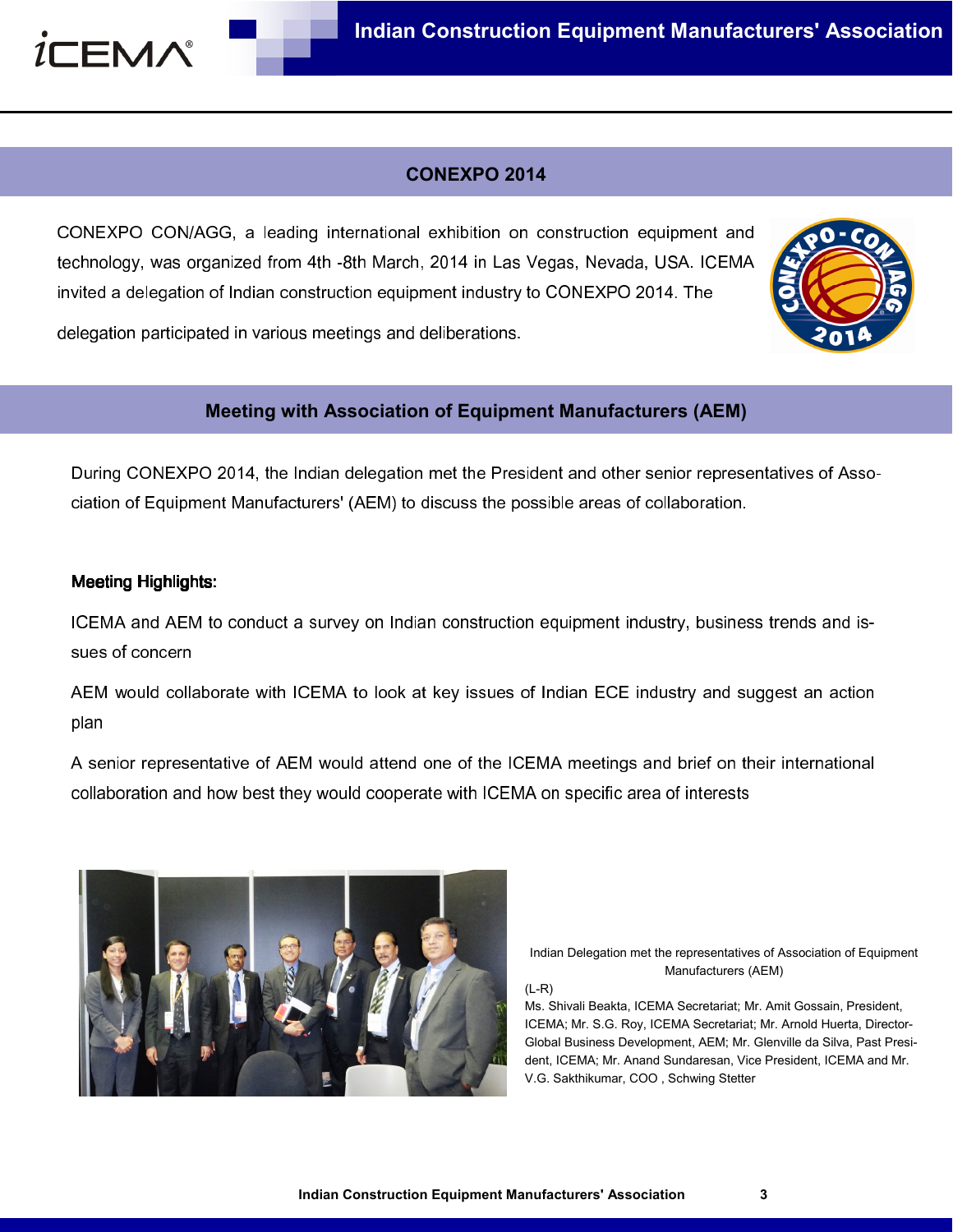## CONEXPO 2014

CONEXPO CON/AGG, a leading international exhibition on construction equipment and technology, was organized from 4th -8th March, 2014 in Las Vegas, Nevada, USA. ICEMA invited a delegation of Indian construction equipment industry to CONEXPO 2014. The delegation participated in various meetings and deliberations.

## Meeting with Association of Equipment Manufacturers (AEM)

During CONEXPO 2014, the Indian delegation met the President and other senior representatives of Association of Equipment Manufacturers' (AEM) to discuss the possible areas of collaboration.

**Meeting Highlights:**

ICEMA and AEM to conduct a survey on Indian construction equipment industry, business trends and issues of concern

AEM would collaborate with ICEMA to look at key issues of Indian ECE industry and suggest an action plan

A senior representative of AEM would attend one of the ICEMA meetings and brief on their international collaboration and how best they would cooperate with ICEMA on specific area of interests

Indian Delegation met the representatives of Association of Equipment Manufacturers (AEM)

(L-R)
Ms. Shivali Beakta, ICEMA Secretariat; Mr. Amit Gossain, President, ICEMA; Mr. S.G. Roy, ICEMA Secretariat; Mr. Arnold Huerta, Director-Global Business Development, AEM; Mr. Glenville da Silva, Past President, ICEMA; Mr. Anand Sundaresan, Vice President, ICEMA and Mr. V.G. Sakthikumar, COO , Schwing Stetter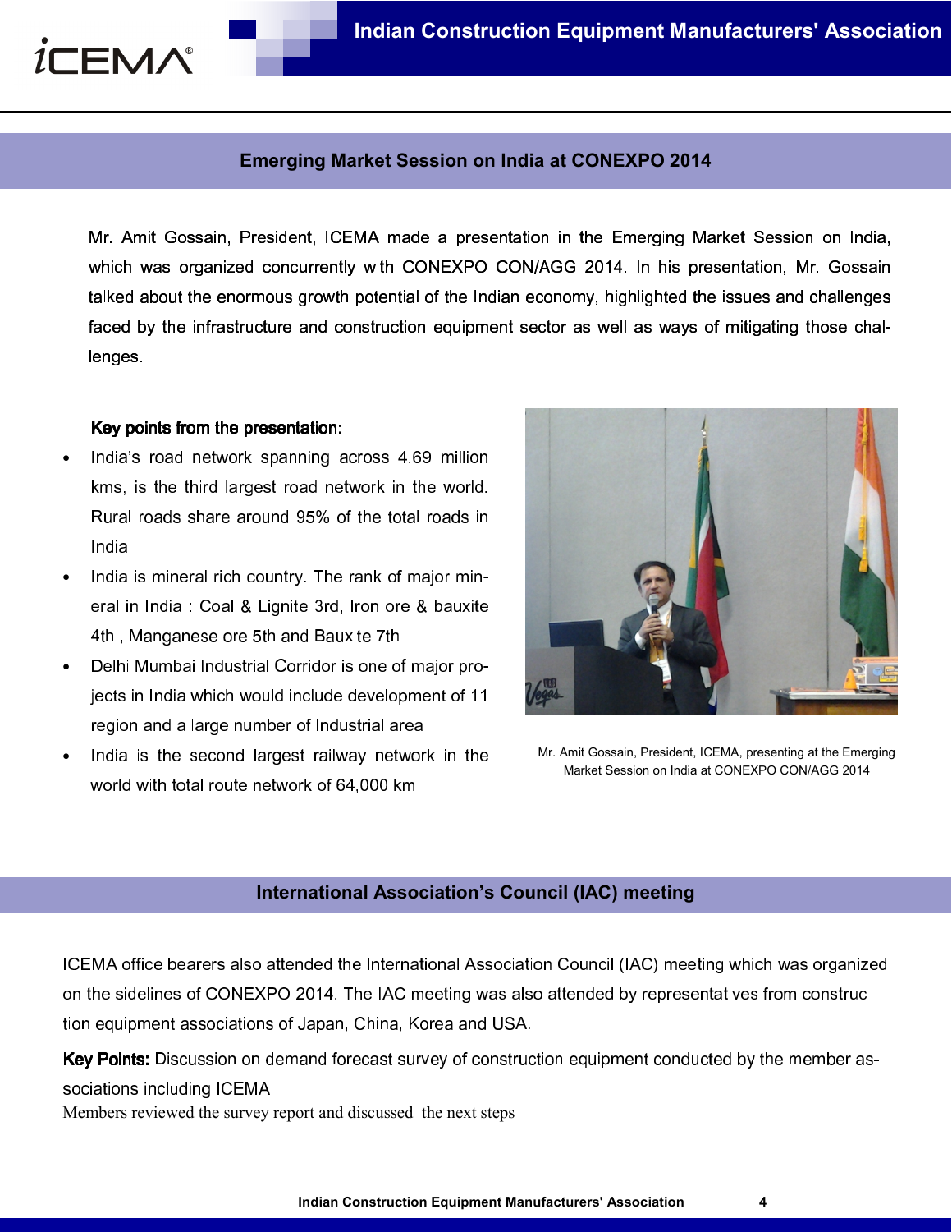## Emerging Market Session on India at CONEXPO 2014

Mr. Amit Gossain, President, ICEMA made a presentation in the Emerging Market Session on India, which was organized concurrently with CONEXPO CON/AGG 2014. In his presentation, Mr. Gossain talked about the enormous growth potential of the Indian economy, highlighted the issues and challenges faced by the infrastructure and construction equipment sector as well as ways of mitigating those challenges.

**Key points from the presentation:**

- India's road network spanning across 4.69 million kms, is the third largest road network in the world. Rural roads share around 95% of the total roads in India
- India is mineral rich country. The rank of major mineral in India : Coal & Lignite 3rd, Iron ore & bauxite 4th , Manganese ore 5th and Bauxite 7th
- Delhi Mumbai Industrial Corridor is one of major projects in India which would include development of 11 region and a large number of Industrial area
- India is the second largest railway network in the world with total route network of 64,000 km

Mr. Amit Gossain, President, ICEMA, presenting at the Emerging Market Session on India at CONEXPO CON/AGG 2014

## International Association's Council (IAC) meeting

ICEMA office bearers also attended the International Association Council (IAC) meeting which was organized on the sidelines of CONEXPO 2014. The IAC meeting was also attended by representatives from construction equipment associations of Japan, China, Korea and USA.

**Key Points:** Discussion on demand forecast survey of construction equipment conducted by the member associations including ICEMA

Members reviewed the survey report and discussed the next steps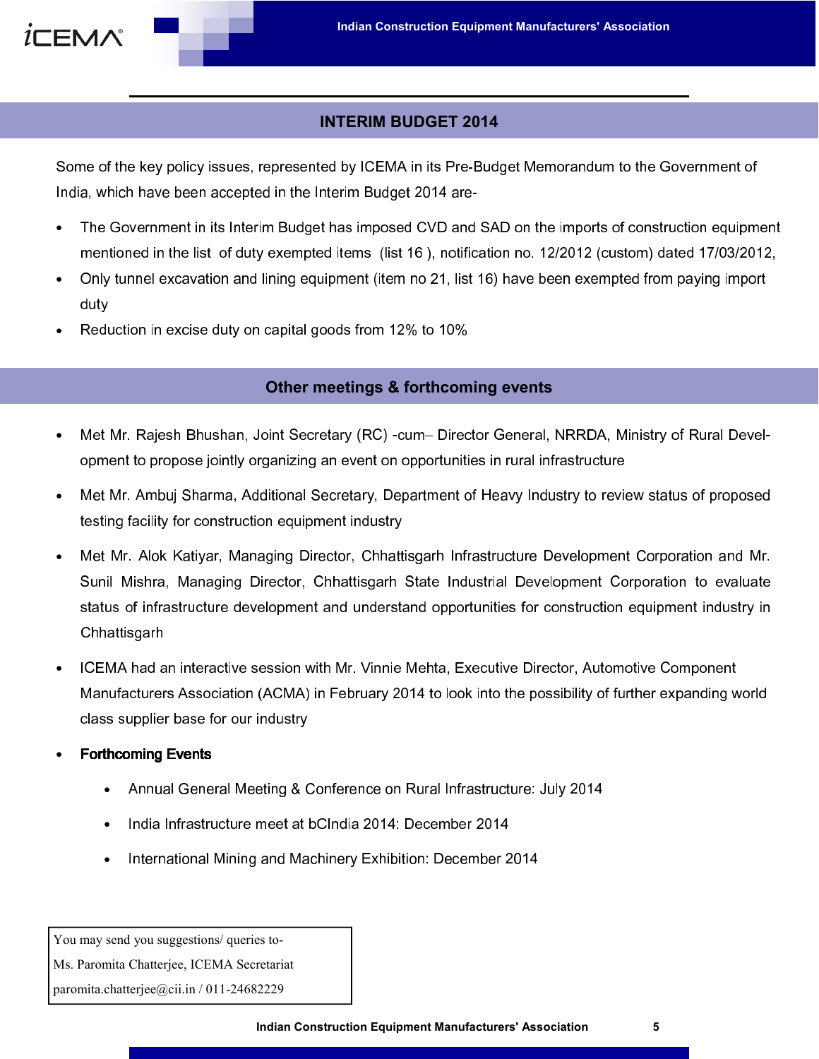## INTERIM BUDGET 2014

Some of the key policy issues, represented by ICEMA in its Pre-Budget Memorandum to the Government of India, which have been accepted in the Interim Budget 2014 are-

- The Government in its Interim Budget has imposed CVD and SAD on the imports of construction equipment mentioned in the list of duty exempted items (list 16 ), notification no. 12/2012 (custom) dated 17/03/2012,
- Only tunnel excavation and lining equipment (item no 21, list 16) have been exempted from paying import duty
- Reduction in excise duty on capital goods from 12% to 10%

## Other meetings & forthcoming events

- Met Mr. Rajesh Bhushan, Joint Secretary (RC) -cum– Director General, NRRDA, Ministry of Rural Development to propose jointly organizing an event on opportunities in rural infrastructure
- Met Mr. Ambuj Sharma, Additional Secretary, Department of Heavy Industry to review status of proposed testing facility for construction equipment industry
- Met Mr. Alok Katiyar, Managing Director, Chhattisgarh Infrastructure Development Corporation and Mr. Sunil Mishra, Managing Director, Chhattisgarh State Industrial Development Corporation to evaluate status of infrastructure development and understand opportunities for construction equipment industry in Chhattisgarh
- ICEMA had an interactive session with Mr. Vinnie Mehta, Executive Director, Automotive Component Manufacturers Association (ACMA) in February 2014 to look into the possibility of further expanding world class supplier base for our industry
- **Forthcoming Events**
  - Annual General Meeting & Conference on Rural Infrastructure: July 2014
  - India Infrastructure meet at bCIndia 2014: December 2014
  - International Mining and Machinery Exhibition: December 2014

You may send you suggestions/ queries to-
Ms. Paromita Chatterjee, ICEMA Secretariat
paromita.chatterjee@cii.in / 011-24682229